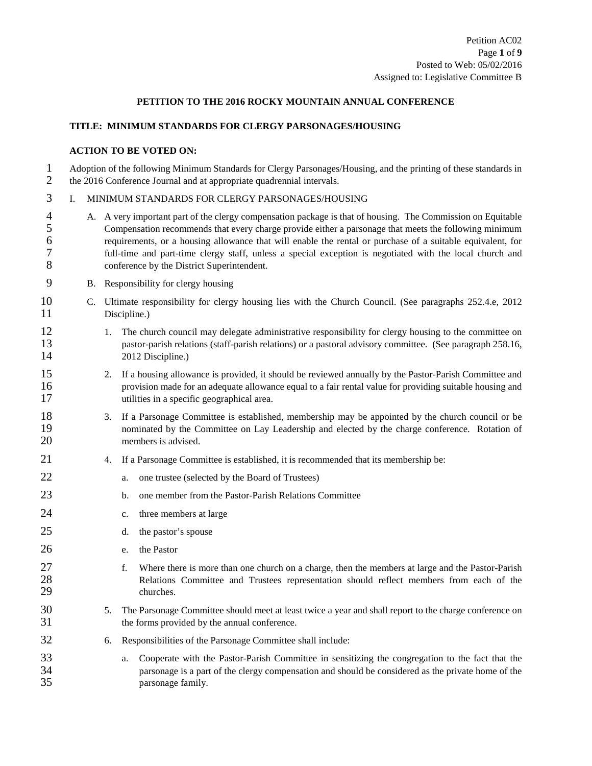Petition AC02
Posted to Web: 05/02/2016
Assigned to: Legislative Committee B

## PETITION TO THE 2016 ROCKY MOUNTAIN ANNUAL CONFERENCE

**TITLE: MINIMUM STANDARDS FOR CLERGY PARSONAGES/HOUSING**

**ACTION TO BE VOTED ON:**

Adoption of the following Minimum Standards for Clergy Parsonages/Housing, and the printing of these standards in the 2016 Conference Journal and at appropriate quadrennial intervals.

I. MINIMUM STANDARDS FOR CLERGY PARSONAGES/HOUSING

A. A very important part of the clergy compensation package is that of housing. The Commission on Equitable Compensation recommends that every charge provide either a parsonage that meets the following minimum requirements, or a housing allowance that will enable the rental or purchase of a suitable equivalent, for full-time and part-time clergy staff, unless a special exception is negotiated with the local church and conference by the District Superintendent.

B. Responsibility for clergy housing

C. Ultimate responsibility for clergy housing lies with the Church Council. (See paragraphs 252.4.e, 2012 Discipline.)

1. The church council may delegate administrative responsibility for clergy housing to the committee on pastor-parish relations (staff-parish relations) or a pastoral advisory committee. (See paragraph 258.16, 2012 Discipline.)

2. If a housing allowance is provided, it should be reviewed annually by the Pastor-Parish Committee and provision made for an adequate allowance equal to a fair rental value for providing suitable housing and utilities in a specific geographical area.

3. If a Parsonage Committee is established, membership may be appointed by the church council or be nominated by the Committee on Lay Leadership and elected by the charge conference. Rotation of members is advised.

4. If a Parsonage Committee is established, it is recommended that its membership be:

   a. one trustee (selected by the Board of Trustees)

   b. one member from the Pastor-Parish Relations Committee

   c. three members at large

   d. the pastor's spouse

   e. the Pastor

   f. Where there is more than one church on a charge, then the members at large and the Pastor-Parish Relations Committee and Trustees representation should reflect members from each of the churches.

5. The Parsonage Committee should meet at least twice a year and shall report to the charge conference on the forms provided by the annual conference.

6. Responsibilities of the Parsonage Committee shall include:

   a. Cooperate with the Pastor-Parish Committee in sensitizing the congregation to the fact that the parsonage is a part of the clergy compensation and should be considered as the private home of the parsonage family.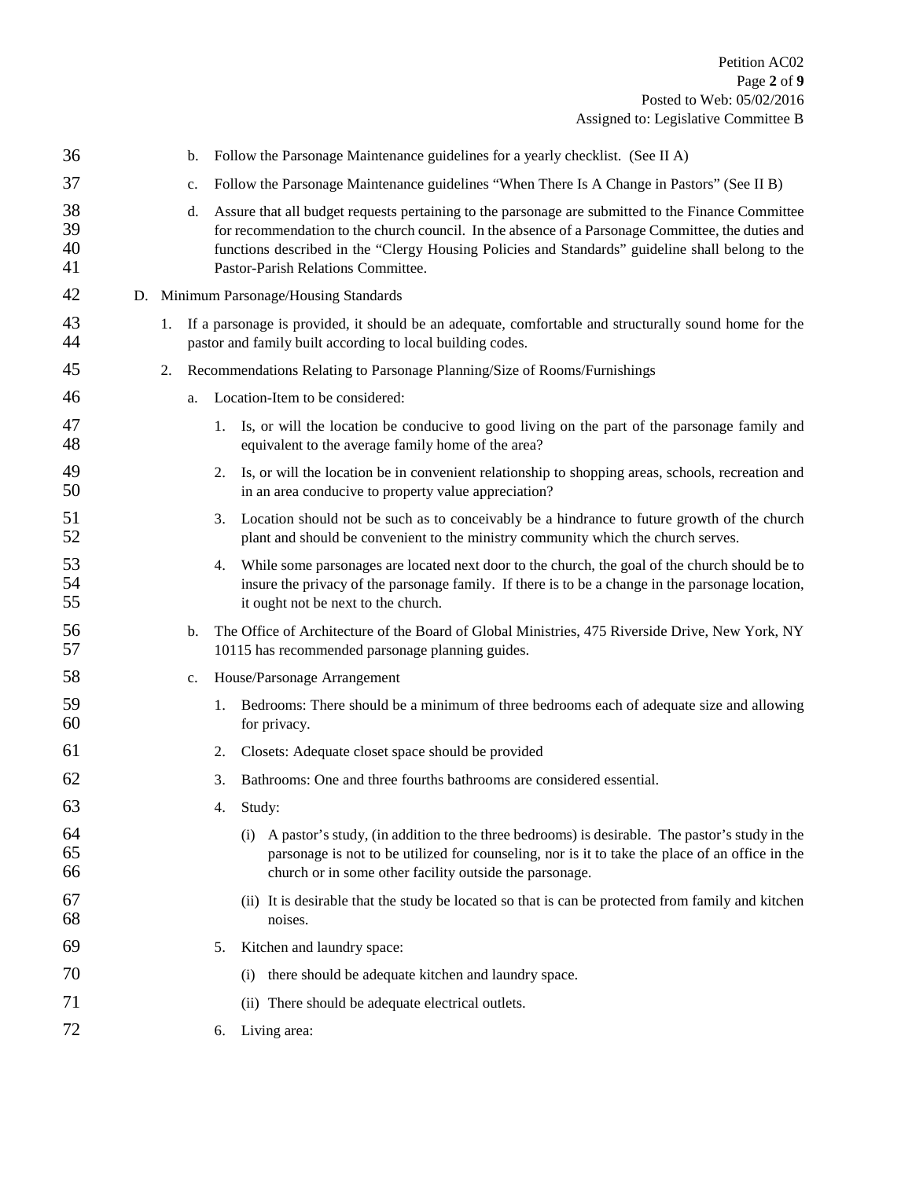b. Follow the Parsonage Maintenance guidelines for a yearly checklist. (See II A)

c. Follow the Parsonage Maintenance guidelines "When There Is A Change in Pastors" (See II B)

d. Assure that all budget requests pertaining to the parsonage are submitted to the Finance Committee for recommendation to the church council. In the absence of a Parsonage Committee, the duties and functions described in the "Clergy Housing Policies and Standards" guideline shall belong to the Pastor-Parish Relations Committee.

D. Minimum Parsonage/Housing Standards

1. If a parsonage is provided, it should be an adequate, comfortable and structurally sound home for the pastor and family built according to local building codes.

2. Recommendations Relating to Parsonage Planning/Size of Rooms/Furnishings

   a. Location-Item to be considered:

      1. Is, or will the location be conducive to good living on the part of the parsonage family and equivalent to the average family home of the area?

      2. Is, or will the location be in convenient relationship to shopping areas, schools, recreation and in an area conducive to property value appreciation?

      3. Location should not be such as to conceivably be a hindrance to future growth of the church plant and should be convenient to the ministry community which the church serves.

      4. While some parsonages are located next door to the church, the goal of the church should be to insure the privacy of the parsonage family. If there is to be a change in the parsonage location, it ought not be next to the church.

   b. The Office of Architecture of the Board of Global Ministries, 475 Riverside Drive, New York, NY 10115 has recommended parsonage planning guides.

   c. House/Parsonage Arrangement

      1. Bedrooms: There should be a minimum of three bedrooms each of adequate size and allowing for privacy.

      2. Closets: Adequate closet space should be provided

      3. Bathrooms: One and three fourths bathrooms are considered essential.

      4. Study:

         (i) A pastor's study, (in addition to the three bedrooms) is desirable. The pastor's study in the parsonage is not to be utilized for counseling, nor is it to take the place of an office in the church or in some other facility outside the parsonage.

         (ii) It is desirable that the study be located so that is can be protected from family and kitchen noises.

      5. Kitchen and laundry space:

         (i) there should be adequate kitchen and laundry space.

         (ii) There should be adequate electrical outlets.

      6. Living area: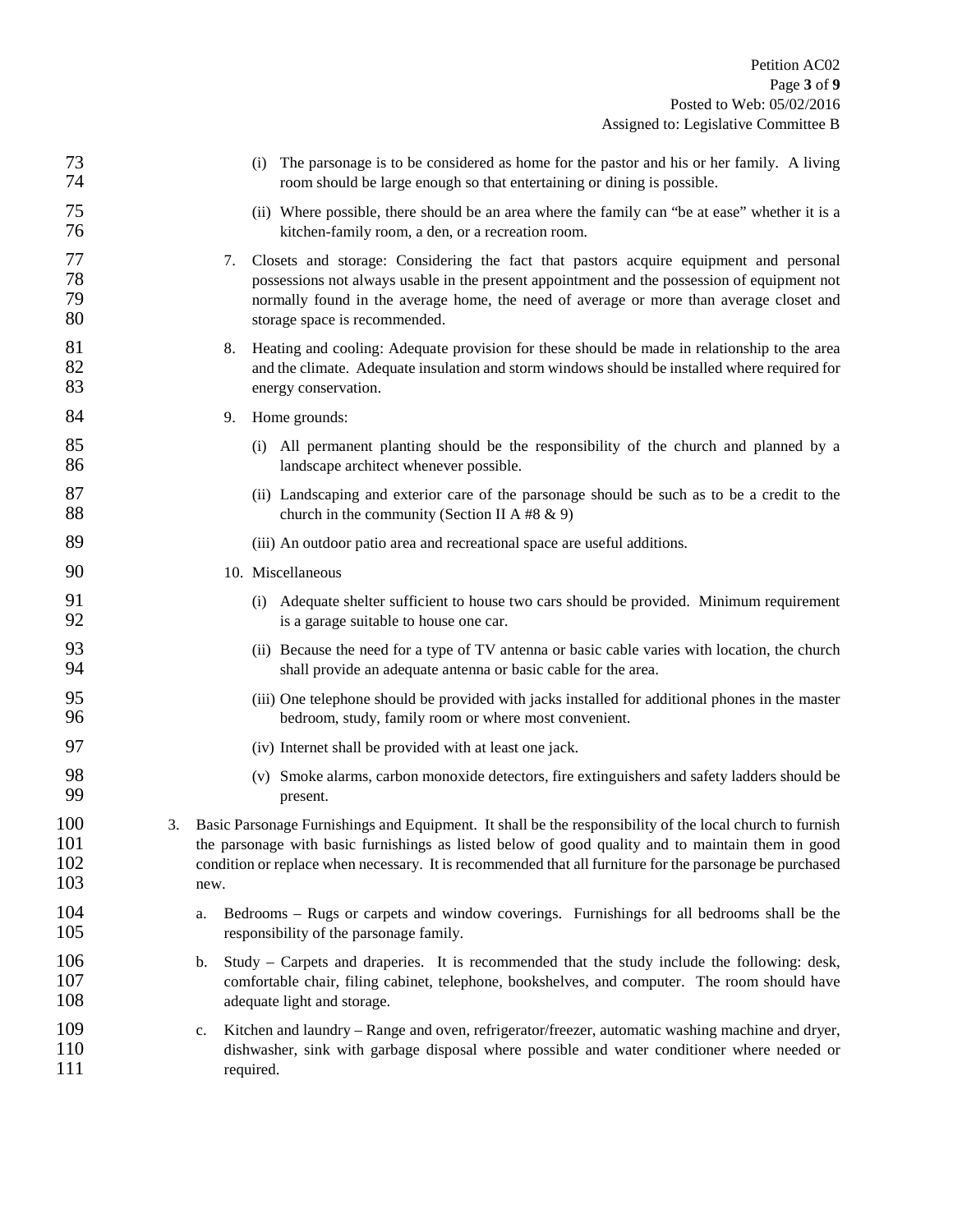(i) The parsonage is to be considered as home for the pastor and his or her family. A living room should be large enough so that entertaining or dining is possible.

(ii) Where possible, there should be an area where the family can "be at ease" whether it is a kitchen-family room, a den, or a recreation room.

7. Closets and storage: Considering the fact that pastors acquire equipment and personal possessions not always usable in the present appointment and the possession of equipment not normally found in the average home, the need of average or more than average closet and storage space is recommended.

8. Heating and cooling: Adequate provision for these should be made in relationship to the area and the climate. Adequate insulation and storm windows should be installed where required for energy conservation.

9. Home grounds:

   (i) All permanent planting should be the responsibility of the church and planned by a landscape architect whenever possible.

   (ii) Landscaping and exterior care of the parsonage should be such as to be a credit to the church in the community (Section II A #8 & 9)

   (iii) An outdoor patio area and recreational space are useful additions.

10. Miscellaneous

   (i) Adequate shelter sufficient to house two cars should be provided. Minimum requirement is a garage suitable to house one car.

   (ii) Because the need for a type of TV antenna or basic cable varies with location, the church shall provide an adequate antenna or basic cable for the area.

   (iii) One telephone should be provided with jacks installed for additional phones in the master bedroom, study, family room or where most convenient.

   (iv) Internet shall be provided with at least one jack.

   (v) Smoke alarms, carbon monoxide detectors, fire extinguishers and safety ladders should be present.

3. Basic Parsonage Furnishings and Equipment. It shall be the responsibility of the local church to furnish the parsonage with basic furnishings as listed below of good quality and to maintain them in good condition or replace when necessary. It is recommended that all furniture for the parsonage be purchased new.

   a. Bedrooms – Rugs or carpets and window coverings. Furnishings for all bedrooms shall be the responsibility of the parsonage family.

   b. Study – Carpets and draperies. It is recommended that the study include the following: desk, comfortable chair, filing cabinet, telephone, bookshelves, and computer. The room should have adequate light and storage.

   c. Kitchen and laundry – Range and oven, refrigerator/freezer, automatic washing machine and dryer, dishwasher, sink with garbage disposal where possible and water conditioner where needed or required.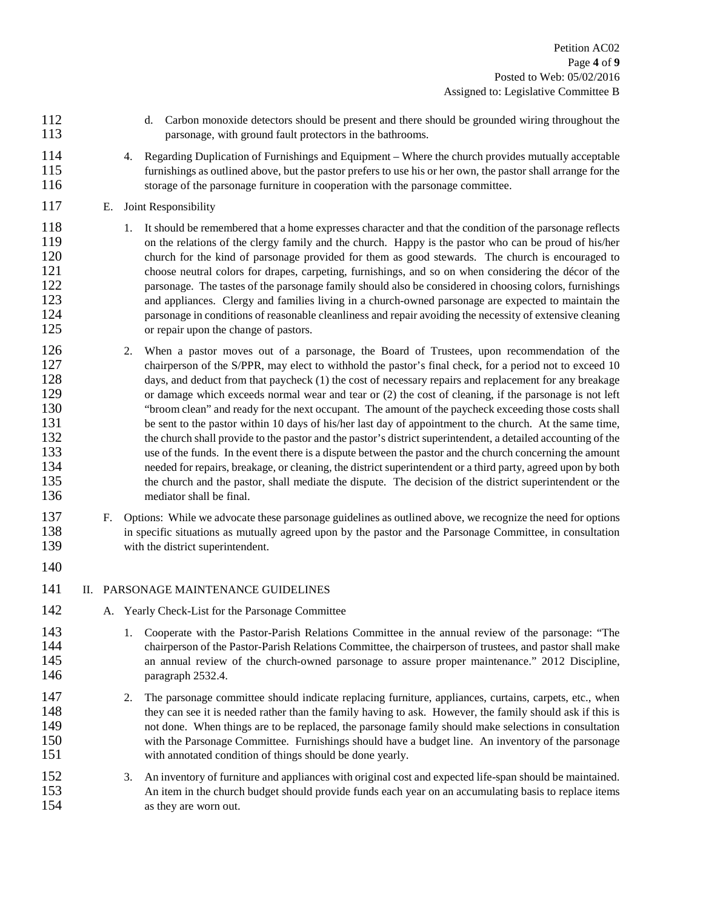d. Carbon monoxide detectors should be present and there should be grounded wiring throughout the parsonage, with ground fault protectors in the bathrooms.

4. Regarding Duplication of Furnishings and Equipment – Where the church provides mutually acceptable furnishings as outlined above, but the pastor prefers to use his or her own, the pastor shall arrange for the storage of the parsonage furniture in cooperation with the parsonage committee.

E. Joint Responsibility

1. It should be remembered that a home expresses character and that the condition of the parsonage reflects on the relations of the clergy family and the church. Happy is the pastor who can be proud of his/her church for the kind of parsonage provided for them as good stewards. The church is encouraged to choose neutral colors for drapes, carpeting, furnishings, and so on when considering the décor of the parsonage. The tastes of the parsonage family should also be considered in choosing colors, furnishings and appliances. Clergy and families living in a church-owned parsonage are expected to maintain the parsonage in conditions of reasonable cleanliness and repair avoiding the necessity of extensive cleaning or repair upon the change of pastors.

2. When a pastor moves out of a parsonage, the Board of Trustees, upon recommendation of the chairperson of the S/PPR, may elect to withhold the pastor's final check, for a period not to exceed 10 days, and deduct from that paycheck (1) the cost of necessary repairs and replacement for any breakage or damage which exceeds normal wear and tear or (2) the cost of cleaning, if the parsonage is not left "broom clean" and ready for the next occupant. The amount of the paycheck exceeding those costs shall be sent to the pastor within 10 days of his/her last day of appointment to the church. At the same time, the church shall provide to the pastor and the pastor's district superintendent, a detailed accounting of the use of the funds. In the event there is a dispute between the pastor and the church concerning the amount needed for repairs, breakage, or cleaning, the district superintendent or a third party, agreed upon by both the church and the pastor, shall mediate the dispute. The decision of the district superintendent or the mediator shall be final.

F. Options: While we advocate these parsonage guidelines as outlined above, we recognize the need for options in specific situations as mutually agreed upon by the pastor and the Parsonage Committee, in consultation with the district superintendent.

## II. PARSONAGE MAINTENANCE GUIDELINES

A. Yearly Check-List for the Parsonage Committee

1. Cooperate with the Pastor-Parish Relations Committee in the annual review of the parsonage: "The chairperson of the Pastor-Parish Relations Committee, the chairperson of trustees, and pastor shall make an annual review of the church-owned parsonage to assure proper maintenance." 2012 Discipline, paragraph 2532.4.

2. The parsonage committee should indicate replacing furniture, appliances, curtains, carpets, etc., when they can see it is needed rather than the family having to ask. However, the family should ask if this is not done. When things are to be replaced, the parsonage family should make selections in consultation with the Parsonage Committee. Furnishings should have a budget line. An inventory of the parsonage with annotated condition of things should be done yearly.

3. An inventory of furniture and appliances with original cost and expected life-span should be maintained. An item in the church budget should provide funds each year on an accumulating basis to replace items as they are worn out.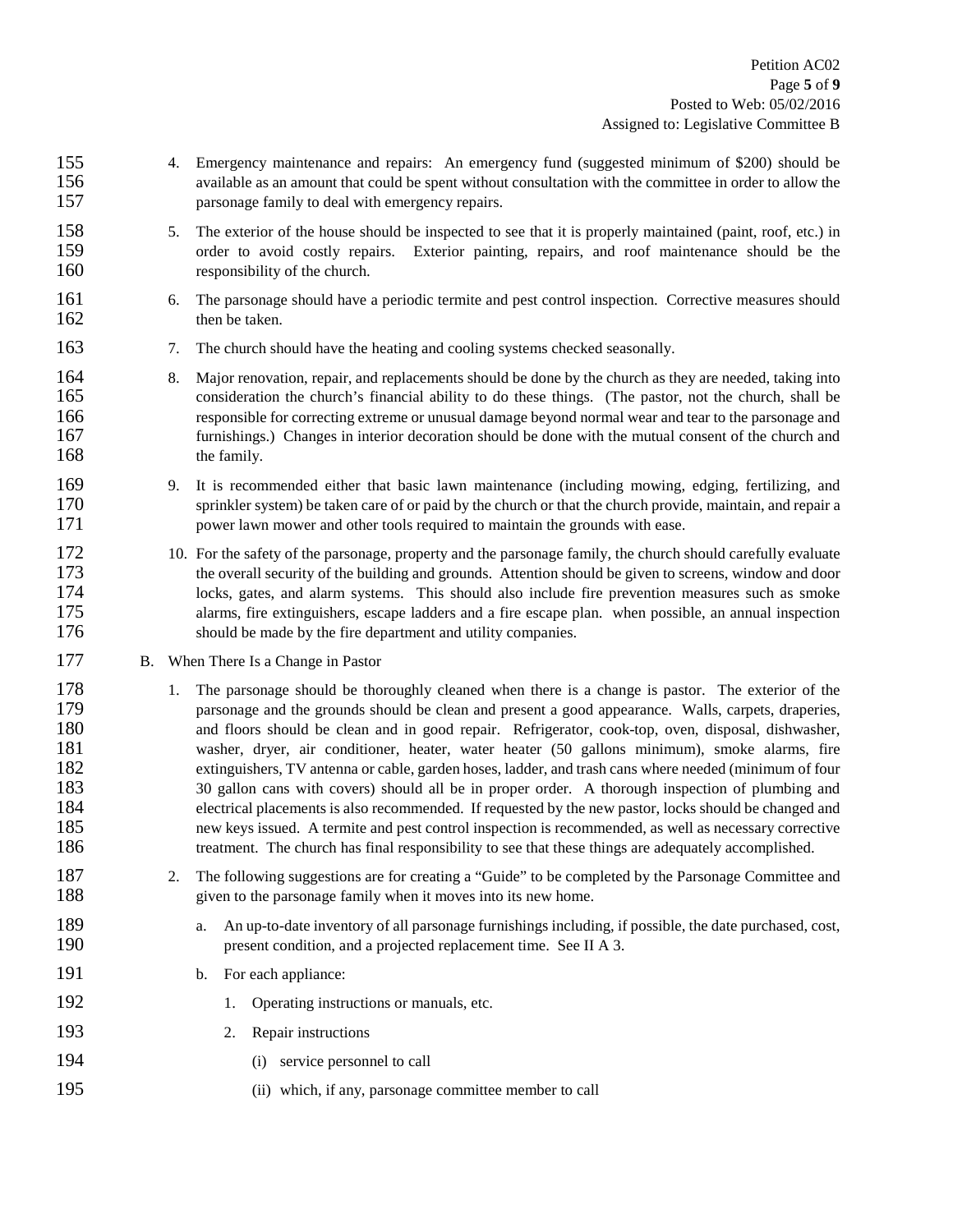4. Emergency maintenance and repairs: An emergency fund (suggested minimum of $200) should be available as an amount that could be spent without consultation with the committee in order to allow the parsonage family to deal with emergency repairs.

5. The exterior of the house should be inspected to see that it is properly maintained (paint, roof, etc.) in order to avoid costly repairs. Exterior painting, repairs, and roof maintenance should be the responsibility of the church.

6. The parsonage should have a periodic termite and pest control inspection. Corrective measures should then be taken.

7. The church should have the heating and cooling systems checked seasonally.

8. Major renovation, repair, and replacements should be done by the church as they are needed, taking into consideration the church's financial ability to do these things. (The pastor, not the church, shall be responsible for correcting extreme or unusual damage beyond normal wear and tear to the parsonage and furnishings.) Changes in interior decoration should be done with the mutual consent of the church and the family.

9. It is recommended either that basic lawn maintenance (including mowing, edging, fertilizing, and sprinkler system) be taken care of or paid by the church or that the church provide, maintain, and repair a power lawn mower and other tools required to maintain the grounds with ease.

10. For the safety of the parsonage, property and the parsonage family, the church should carefully evaluate the overall security of the building and grounds. Attention should be given to screens, window and door locks, gates, and alarm systems. This should also include fire prevention measures such as smoke alarms, fire extinguishers, escape ladders and a fire escape plan. when possible, an annual inspection should be made by the fire department and utility companies.

B. When There Is a Change in Pastor

1. The parsonage should be thoroughly cleaned when there is a change is pastor. The exterior of the parsonage and the grounds should be clean and present a good appearance. Walls, carpets, draperies, and floors should be clean and in good repair. Refrigerator, cook-top, oven, disposal, dishwasher, washer, dryer, air conditioner, heater, water heater (50 gallons minimum), smoke alarms, fire extinguishers, TV antenna or cable, garden hoses, ladder, and trash cans where needed (minimum of four 30 gallon cans with covers) should all be in proper order. A thorough inspection of plumbing and electrical placements is also recommended. If requested by the new pastor, locks should be changed and new keys issued. A termite and pest control inspection is recommended, as well as necessary corrective treatment. The church has final responsibility to see that these things are adequately accomplished.

2. The following suggestions are for creating a "Guide" to be completed by the Parsonage Committee and given to the parsonage family when it moves into its new home.

   a. An up-to-date inventory of all parsonage furnishings including, if possible, the date purchased, cost, present condition, and a projected replacement time. See II A 3.

   b. For each appliance:

      1. Operating instructions or manuals, etc.

      2. Repair instructions

         (i) service personnel to call

         (ii) which, if any, parsonage committee member to call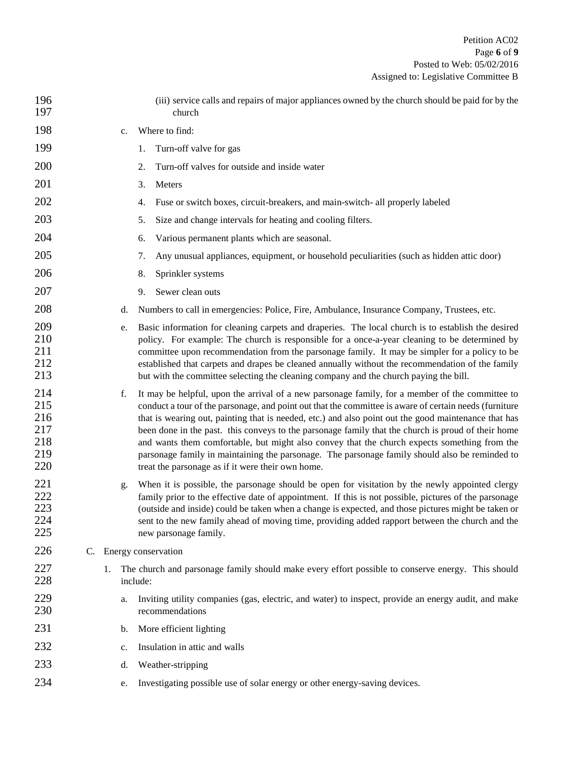(iii) service calls and repairs of major appliances owned by the church should be paid for by the church

c. Where to find:

1. Turn-off valve for gas
2. Turn-off valves for outside and inside water
3. Meters
4. Fuse or switch boxes, circuit-breakers, and main-switch- all properly labeled
5. Size and change intervals for heating and cooling filters.
6. Various permanent plants which are seasonal.
7. Any unusual appliances, equipment, or household peculiarities (such as hidden attic door)
8. Sprinkler systems
9. Sewer clean outs

d. Numbers to call in emergencies: Police, Fire, Ambulance, Insurance Company, Trustees, etc.

e. Basic information for cleaning carpets and draperies. The local church is to establish the desired policy. For example: The church is responsible for a once-a-year cleaning to be determined by committee upon recommendation from the parsonage family. It may be simpler for a policy to be established that carpets and drapes be cleaned annually without the recommendation of the family but with the committee selecting the cleaning company and the church paying the bill.

f. It may be helpful, upon the arrival of a new parsonage family, for a member of the committee to conduct a tour of the parsonage, and point out that the committee is aware of certain needs (furniture that is wearing out, painting that is needed, etc.) and also point out the good maintenance that has been done in the past. this conveys to the parsonage family that the church is proud of their home and wants them comfortable, but might also convey that the church expects something from the parsonage family in maintaining the parsonage. The parsonage family should also be reminded to treat the parsonage as if it were their own home.

g. When it is possible, the parsonage should be open for visitation by the newly appointed clergy family prior to the effective date of appointment. If this is not possible, pictures of the parsonage (outside and inside) could be taken when a change is expected, and those pictures might be taken or sent to the new family ahead of moving time, providing added rapport between the church and the new parsonage family.

C. Energy conservation

1. The church and parsonage family should make every effort possible to conserve energy. This should include:

a. Inviting utility companies (gas, electric, and water) to inspect, provide an energy audit, and make recommendations

b. More efficient lighting

c. Insulation in attic and walls

d. Weather-stripping

e. Investigating possible use of solar energy or other energy-saving devices.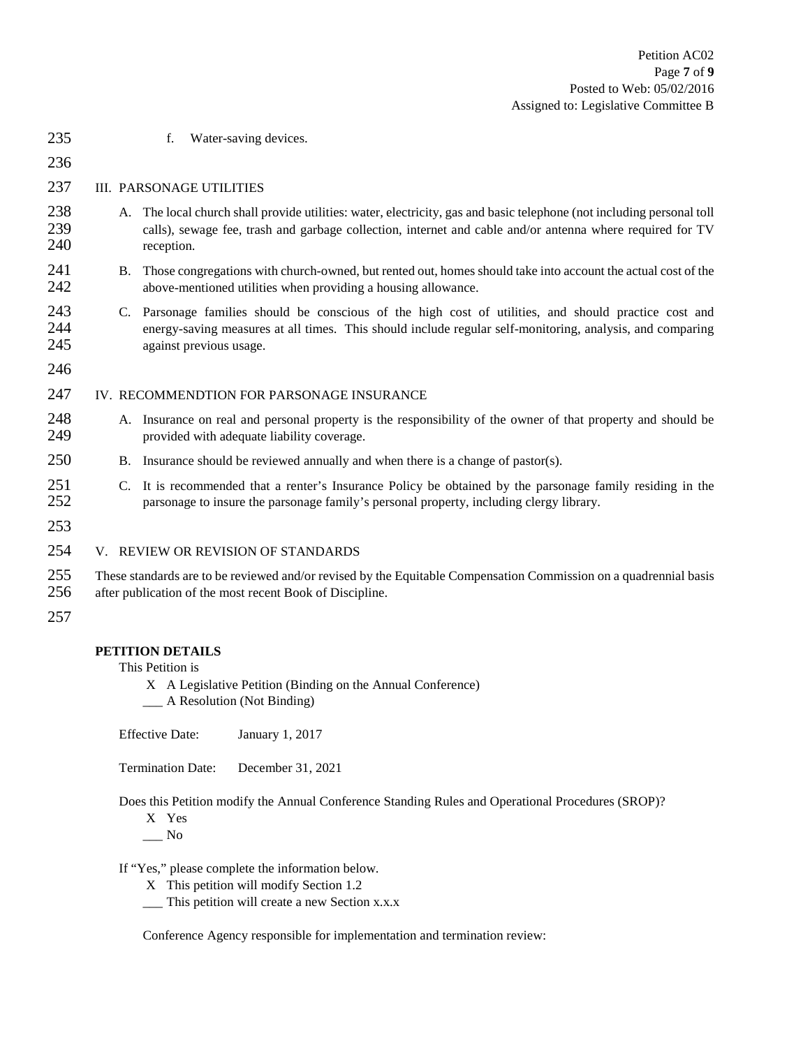f. Water-saving devices.

III. PARSONAGE UTILITIES

A. The local church shall provide utilities: water, electricity, gas and basic telephone (not including personal toll calls), sewage fee, trash and garbage collection, internet and cable and/or antenna where required for TV reception.

B. Those congregations with church-owned, but rented out, homes should take into account the actual cost of the above-mentioned utilities when providing a housing allowance.

C. Parsonage families should be conscious of the high cost of utilities, and should practice cost and energy-saving measures at all times. This should include regular self-monitoring, analysis, and comparing against previous usage.

IV. RECOMMENDTION FOR PARSONAGE INSURANCE

A. Insurance on real and personal property is the responsibility of the owner of that property and should be provided with adequate liability coverage.

B. Insurance should be reviewed annually and when there is a change of pastor(s).

C. It is recommended that a renter's Insurance Policy be obtained by the parsonage family residing in the parsonage to insure the parsonage family's personal property, including clergy library.

V. REVIEW OR REVISION OF STANDARDS

These standards are to be reviewed and/or revised by the Equitable Compensation Commission on a quadrennial basis after publication of the most recent Book of Discipline.

**PETITION DETAILS**

This Petition is

X A Legislative Petition (Binding on the Annual Conference)
___ A Resolution (Not Binding)

Effective Date: January 1, 2017

Termination Date: December 31, 2021

Does this Petition modify the Annual Conference Standing Rules and Operational Procedures (SROP)?

X Yes
___ No

If "Yes," please complete the information below.

X This petition will modify Section 1.2
___ This petition will create a new Section x.x.x

Conference Agency responsible for implementation and termination review: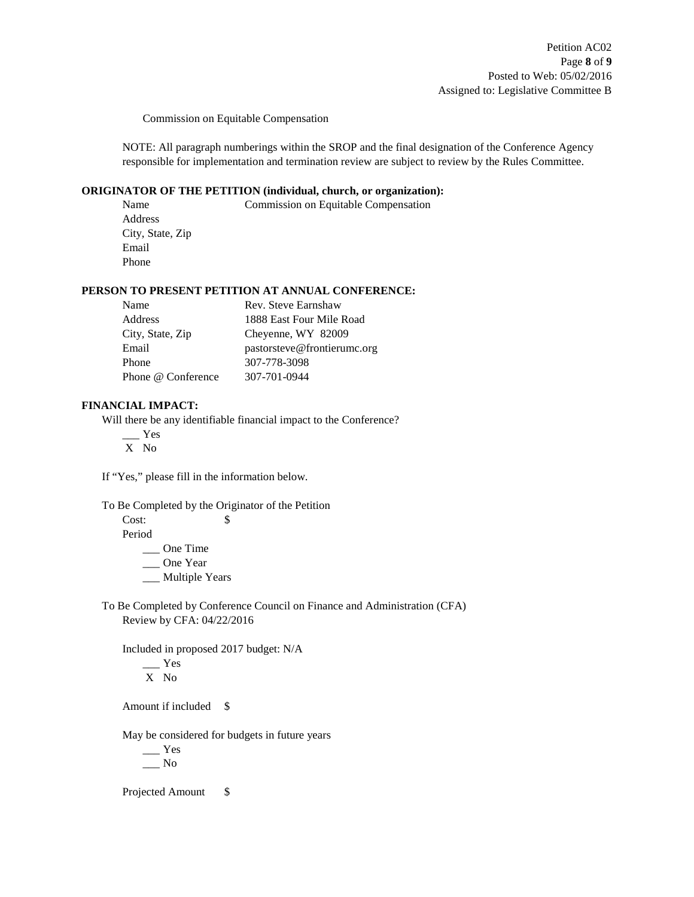Commission on Equitable Compensation

NOTE: All paragraph numberings within the SROP and the final designation of the Conference Agency responsible for implementation and termination review are subject to review by the Rules Committee.

**ORIGINATOR OF THE PETITION (individual, church, or organization):**

| | |
|---|---|
| Name | Commission on Equitable Compensation |
| Address | |
| City, State, Zip | |
| Email | |
| Phone | |

**PERSON TO PRESENT PETITION AT ANNUAL CONFERENCE:**

| | |
|---|---|
| Name | Rev. Steve Earnshaw |
| Address | 1888 East Four Mile Road |
| City, State, Zip | Cheyenne, WY 82009 |
| Email | pastorsteve@frontierumc.org |
| Phone | 307-778-3098 |
| Phone @ Conference | 307-701-0944 |

**FINANCIAL IMPACT:**

Will there be any identifiable financial impact to the Conference?

\_\_\_ Yes
 X No

If "Yes," please fill in the information below.

To Be Completed by the Originator of the Petition

Cost: $

Period

\_\_\_ One Time
\_\_\_ One Year
\_\_\_ Multiple Years

To Be Completed by Conference Council on Finance and Administration (CFA)

Review by CFA: 04/22/2016

Included in proposed 2017 budget: N/A

\_\_\_ Yes
 X No

Amount if included $

May be considered for budgets in future years

\_\_\_ Yes
\_\_\_ No

Projected Amount $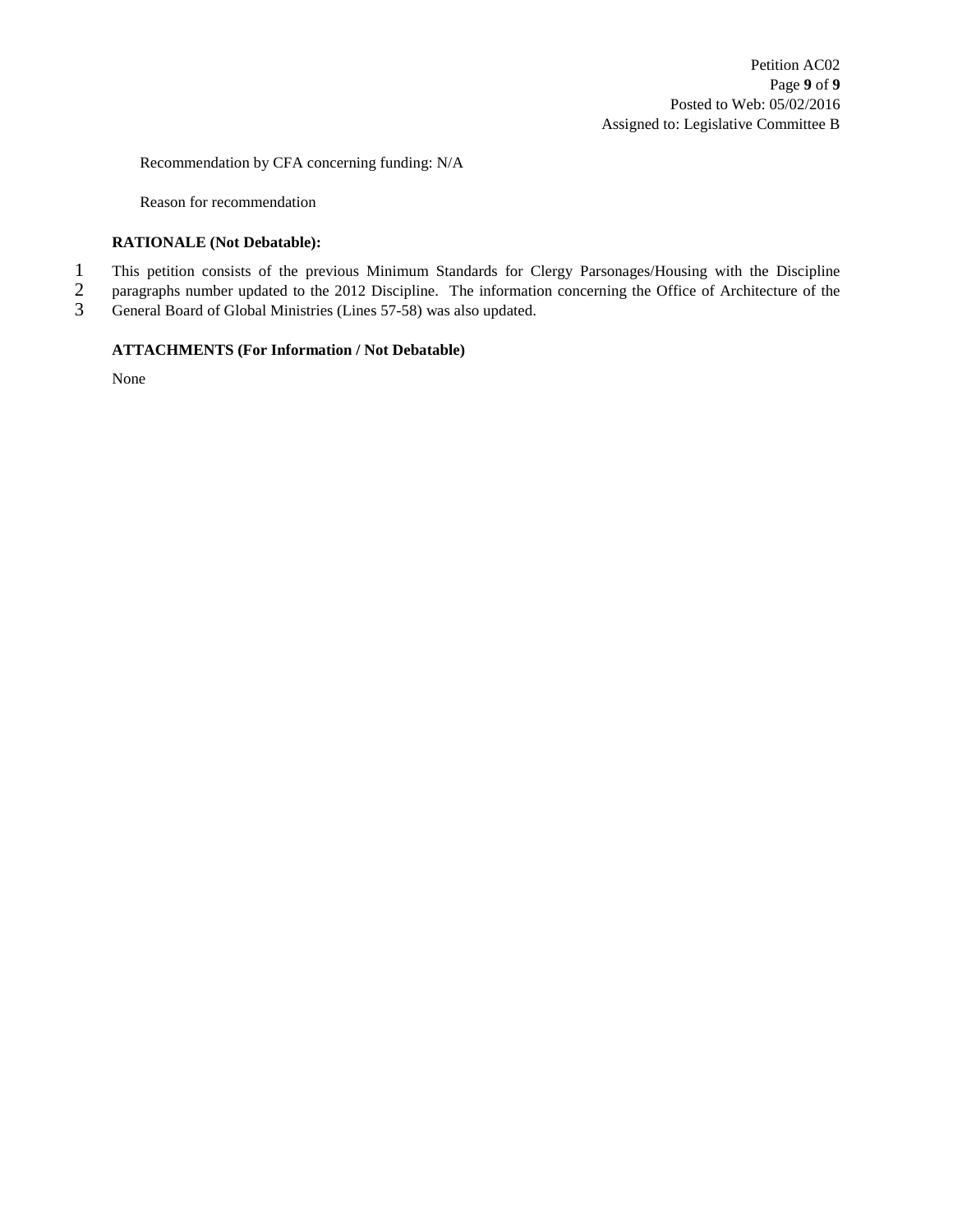Recommendation by CFA concerning funding: N/A

Reason for recommendation

**RATIONALE (Not Debatable):**

1 This petition consists of the previous Minimum Standards for Clergy Parsonages/Housing with the Discipline
2 paragraphs number updated to the 2012 Discipline. The information concerning the Office of Architecture of the
3 General Board of Global Ministries (Lines 57-58) was also updated.

**ATTACHMENTS (For Information / Not Debatable)**

None